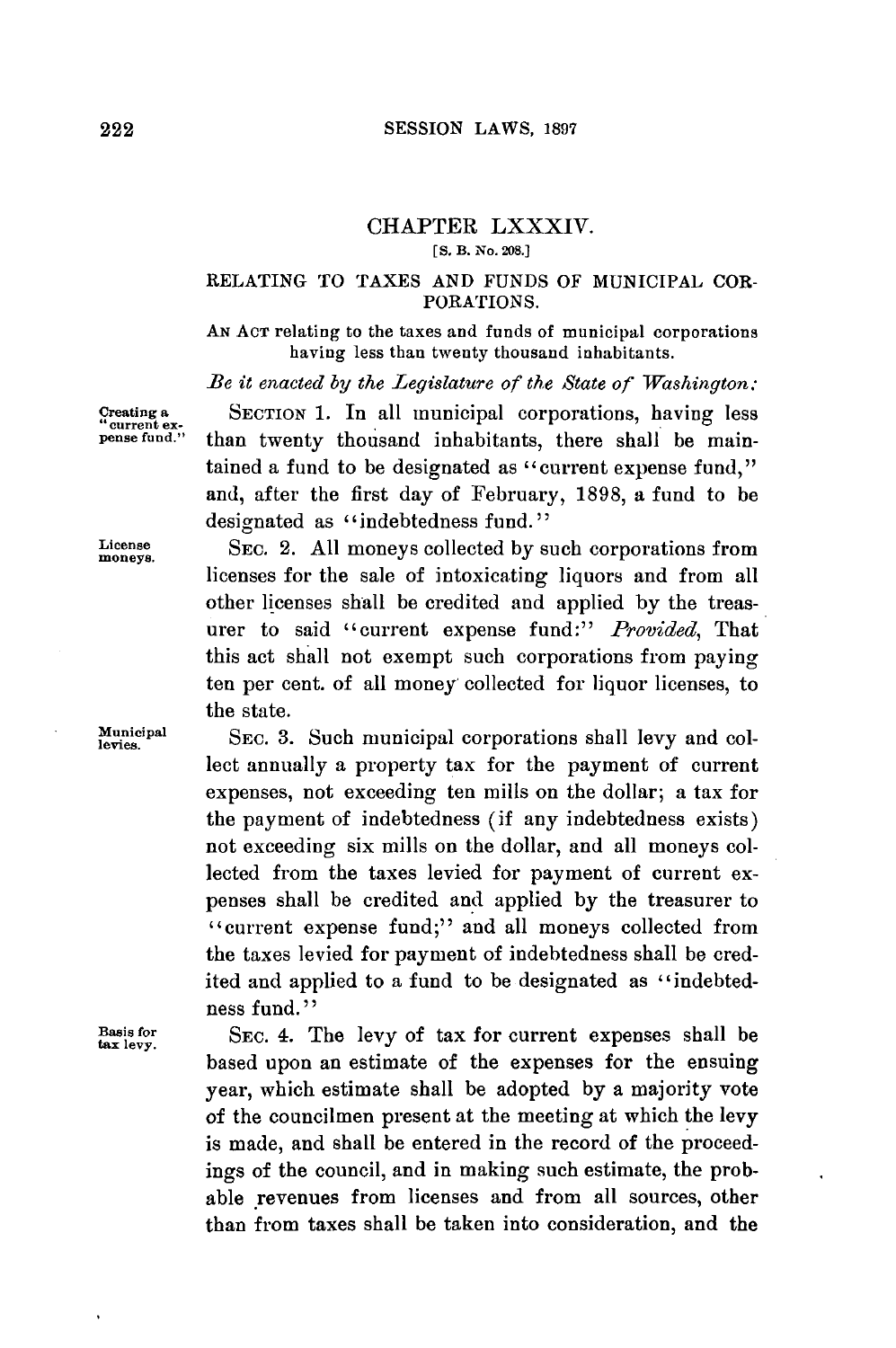## CHAPTER LXXXIV.

[S. B. No. 208.]

### RELATING TO TAXES AND FUNDS OF MUNICIPAL CORPORATIONS.

AN ACT relating to the taxes and funds of municipal corporations having less than twenty thousand inhabitants.

*Be it enacted by the Legislature of the State of Washington:*

Creating a "current expense fund." SECTION 1. In all municipal corporations, having less than twenty thousand inhabitants, there shall be maintained a fund to be designated as "current expense fund," and, after the first day of February, 1898, a fund to be designated as "indebtedness fund."

License moneys. SEC. 2. All moneys collected by such corporations from licenses for the sale of intoxicating liquors and from all other licenses shall be credited and applied by the treasurer to said "current expense fund:" *Provided*, That this act shall not exempt such corporations from paying ten per cent. of all money collected for liquor licenses, to the state.

Municipal levies. SEC. 3. Such municipal corporations shall levy and collect annually a property tax for the payment of current expenses, not exceeding ten mills on the dollar; a tax for the payment of indebtedness (if any indebtedness exists) not exceeding six mills on the dollar, and all moneys collected from the taxes levied for payment of current expenses shall be credited and applied by the treasurer to "current expense fund;" and all moneys collected from the taxes levied for payment of indebtedness shall be credited and applied to a fund to be designated as "indebtedness fund."

Basis for tax levy. SEC. 4. The levy of tax for current expenses shall be based upon an estimate of the expenses for the ensuing year, which estimate shall be adopted by a majority vote of the councilmen present at the meeting at which the levy is made, and shall be entered in the record of the proceedings of the council, and in making such estimate, the probable revenues from licenses and from all sources, other than from taxes shall be taken into consideration, and the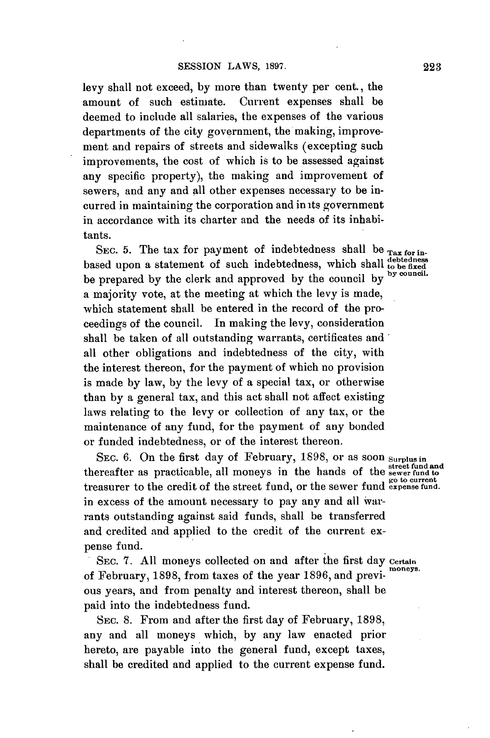levy shall not exceed, by more than twenty per cent., the amount of such estimate. Current expenses shall be deemed to include all salaries, the expenses of the various departments of the city government, the making, improvement and repairs of streets and sidewalks (excepting such improvements, the cost of which is to be assessed against any specific property), the making and improvement of sewers, and any and all other expenses necessary to be incurred in maintaining the corporation and in its government in accordance with its charter and the needs of its inhabitants.

SEC. 5. The tax for payment of indebtedness shall be based upon a statement of such indebtedness, which shall be prepared by the clerk and approved by the council by a majority vote, at the meeting at which the levy is made, which statement shall be entered in the record of the proceedings of the council. In making the levy, consideration shall be taken of all outstanding warrants, certificates and all other obligations and indebtedness of the city, with the interest thereon, for the payment of which no provision is made by law, by the levy of a special tax, or otherwise than by a general tax, and this act shall not affect existing laws relating to the levy or collection of any tax, or the maintenance of any fund, for the payment of any bonded or funded indebtedness, or of the interest thereon.

*Tax for indebtedness to be fixed by council.*

SEC. 6. On the first day of February, 1898, or as soon thereafter as practicable, all moneys in the hands of the treasurer to the credit of the street fund, or the sewer fund in excess of the amount necessary to pay any and all warrants outstanding against said funds, shall be transferred and credited and applied to the credit of the current expense fund.

*Surplus in street fund and sewer fund to go to current expense fund.*

SEC. 7. All moneys collected on and after the first day of February, 1898, from taxes of the year 1896, and previous years, and from penalty and interest thereon, shall be paid into the indebtedness fund.

*Certain moneys.*

SEC. 8. From and after the first day of February, 1898, any and all moneys which, by any law enacted prior hereto, are payable into the general fund, except taxes, shall be credited and applied to the current expense fund.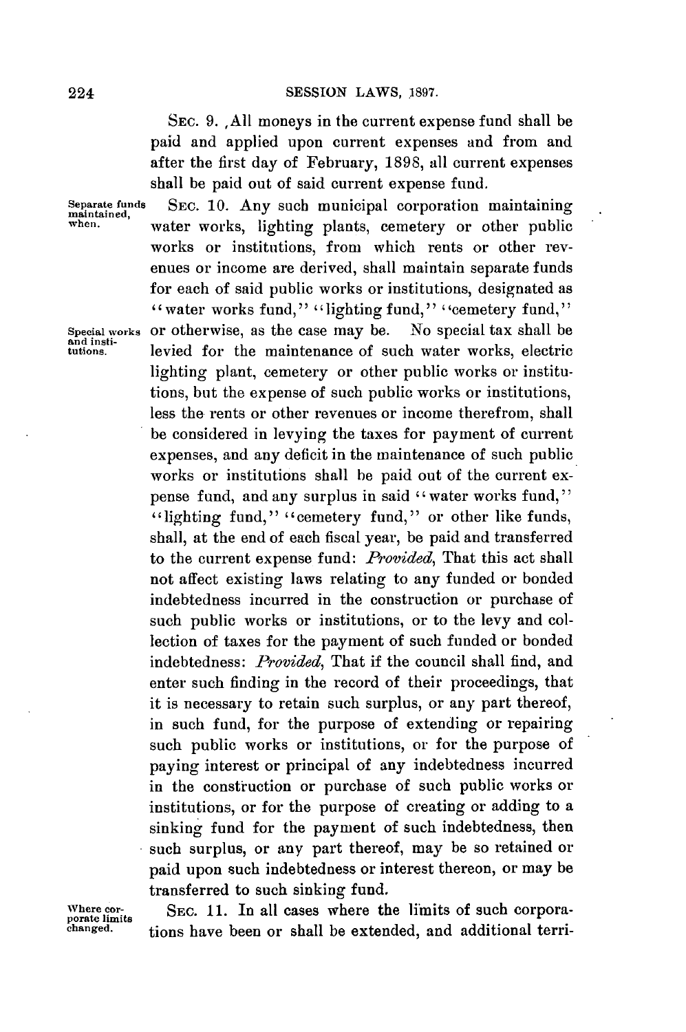SEC. 9. All moneys in the current expense fund shall be paid and applied upon current expenses and from and after the first day of February, 1898, all current expenses shall be paid out of said current expense fund.

Separate funds maintained, when.

SEC. 10. Any such municipal corporation maintaining water works, lighting plants, cemetery or other public works or institutions, from which rents or other revenues or income are derived, shall maintain separate funds for each of said public works or institutions, designated as "water works fund," "lighting fund," "cemetery fund," or otherwise, as the case may be. No special tax shall be levied for the maintenance of such water works, electric lighting plant, cemetery or other public works or institutions, but the expense of such public works or institutions, less the rents or other revenues or income therefrom, shall be considered in levying the taxes for payment of current expenses, and any deficit in the maintenance of such public works or institutions shall be paid out of the current expense fund, and any surplus in said "water works fund," "lighting fund," "cemetery fund," or other like funds, shall, at the end of each fiscal year, be paid and transferred to the current expense fund: *Provided*, That this act shall not affect existing laws relating to any funded or bonded indebtedness incurred in the construction or purchase of such public works or institutions, or to the levy and collection of taxes for the payment of such funded or bonded indebtedness: *Provided*, That if the council shall find, and enter such finding in the record of their proceedings, that it is necessary to retain such surplus, or any part thereof, in such fund, for the purpose of extending or repairing such public works or institutions, or for the purpose of paying interest or principal of any indebtedness incurred in the construction or purchase of such public works or institutions, or for the purpose of creating or adding to a sinking fund for the payment of such indebtedness, then such surplus, or any part thereof, may be so retained or paid upon such indebtedness or interest thereon, or may be transferred to such sinking fund.

Special works and institutions.

Where corporate limits changed.

SEC. 11. In all cases where the limits of such corporations have been or shall be extended, and additional terri-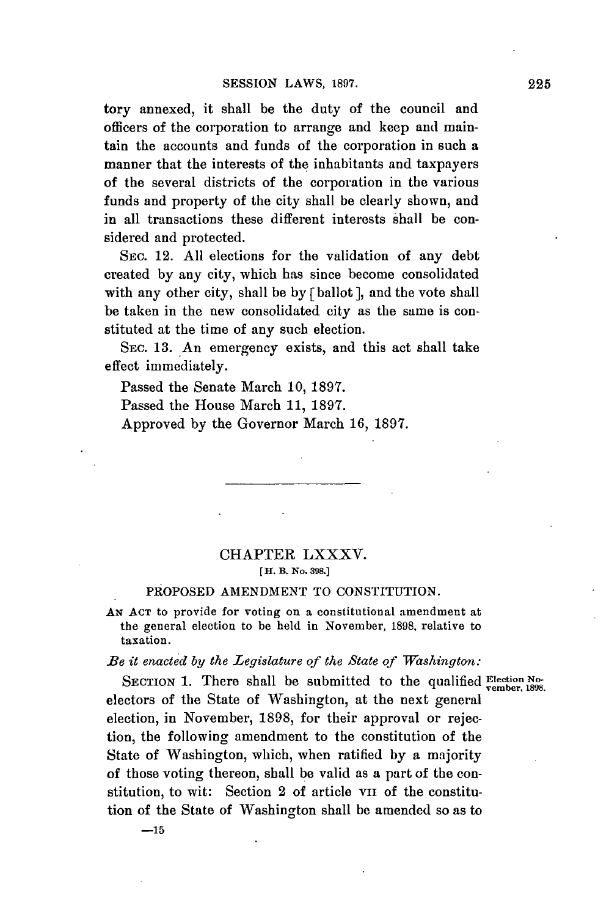tory annexed, it shall be the duty of the council and officers of the corporation to arrange and keep and maintain the accounts and funds of the corporation in such a manner that the interests of the inhabitants and taxpayers of the several districts of the corporation in the various funds and property of the city shall be clearly shown, and in all transactions these different interests shall be considered and protected.

SEC. 12. All elections for the validation of any debt created by any city, which has since become consolidated with any other city, shall be by [ballot], and the vote shall be taken in the new consolidated city as the same is constituted at the time of any such election.

SEC. 13. An emergency exists, and this act shall take effect immediately.

Passed the Senate March 10, 1897.

Passed the House March 11, 1897.

Approved by the Governor March 16, 1897.

---

## CHAPTER LXXXV.

[H. B. No. 398.]

### PROPOSED AMENDMENT TO CONSTITUTION.

AN ACT to provide for voting on a constitutional amendment at the general election to be held in November, 1898, relative to taxation.

*Be it enacted by the Legislature of the State of Washington:*

Election November, 1898.

SECTION 1. There shall be submitted to the qualified electors of the State of Washington, at the next general election, in November, 1898, for their approval or rejection, the following amendment to the constitution of the State of Washington, which, when ratified by a majority of those voting thereon, shall be valid as a part of the constitution, to wit: Section 2 of article VII of the constitution of the State of Washington shall be amended so as to

—15